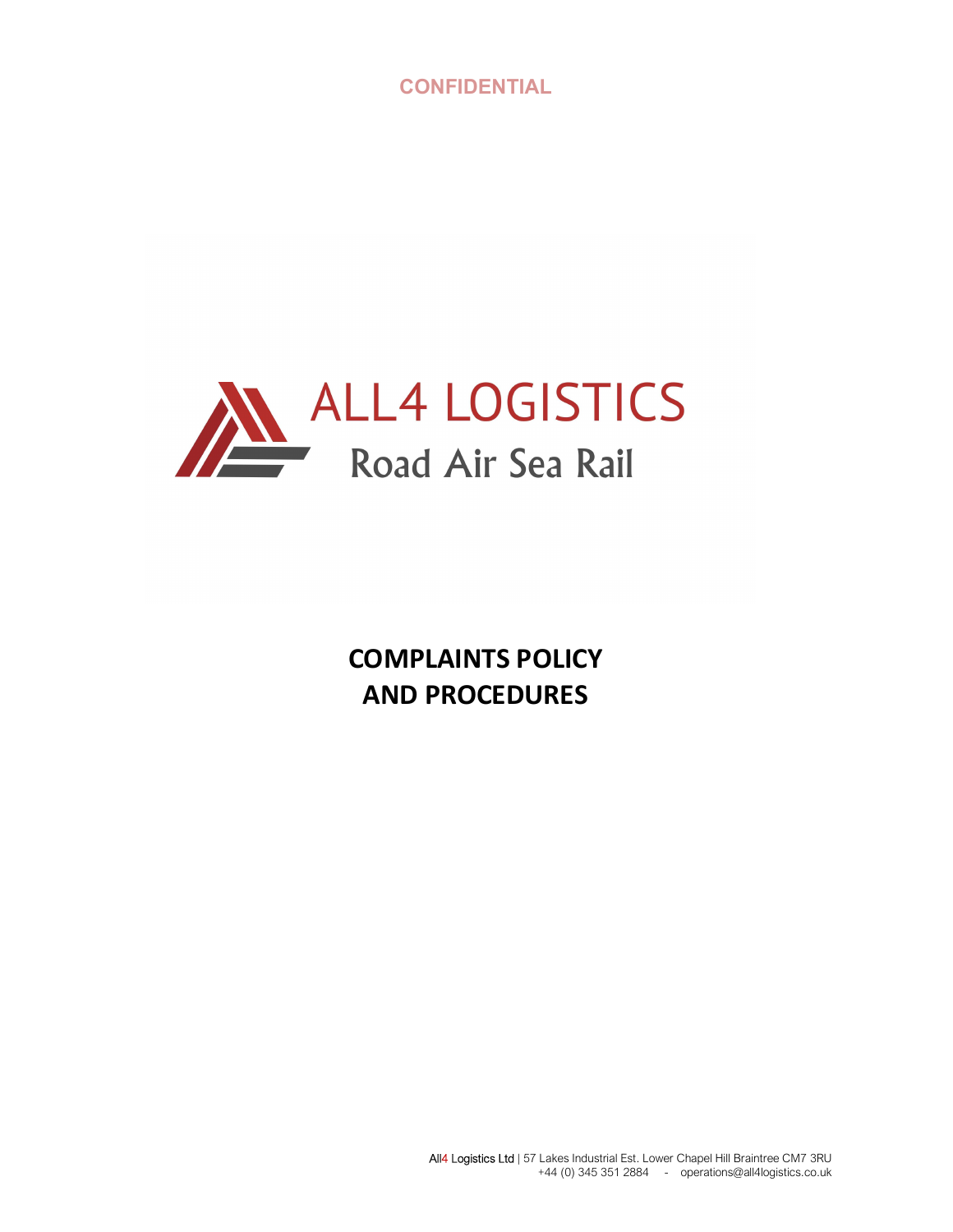CONFIDENTIAL

ALL4 LOGISTICS

Road Air Sea Rail

# COMPLAINTS POLICY AND PROCEDURES

All4 Logistics Ltd | 57 Lakes Industrial Est. Lower Chapel Hill Braintree CM7 3RU
+44 (0) 345 351 2884 - operations@all4logistics.co.uk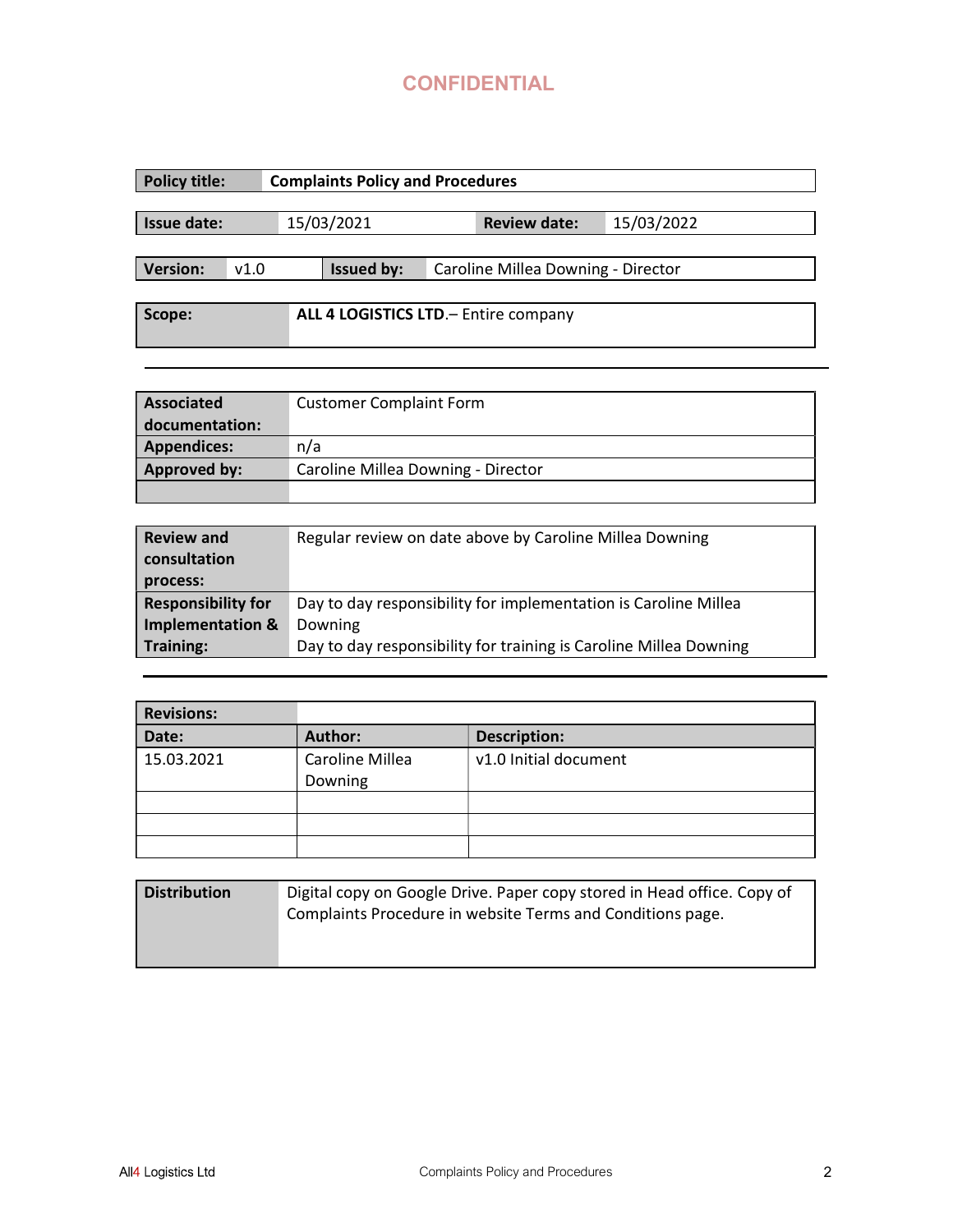**CONFIDENTIAL**

| **Policy title:** | **Complaints Policy and Procedures** | | |
|---|---|---|---|
| **Issue date:** | 15/03/2021 | **Review date:** | 15/03/2022 |
| **Version:** | v1.0 | **Issued by:** | Caroline Millea Downing - Director |
| **Scope:** | **ALL 4 LOGISTICS LTD**.– Entire company | | |

---

| **Associated documentation:** | Customer Complaint Form |
|---|---|
| **Appendices:** | n/a |
| **Approved by:** | Caroline Millea Downing - Director |
| | |

| **Review and consultation process:** | Regular review on date above by Caroline Millea Downing |
|---|---|
| **Responsibility for Implementation & Training:** | Day to day responsibility for implementation is Caroline Millea Downing<br>Day to day responsibility for training is Caroline Millea Downing |

---

| **Revisions:** | | |
|---|---|---|
| **Date:** | **Author:** | **Description:** |
| 15.03.2021 | Caroline Millea Downing | v1.0 Initial document |
| | | |
| | | |
| | | |

| **Distribution** | Digital copy on Google Drive. Paper copy stored in Head office. Copy of Complaints Procedure in website Terms and Conditions page. |
|---|---|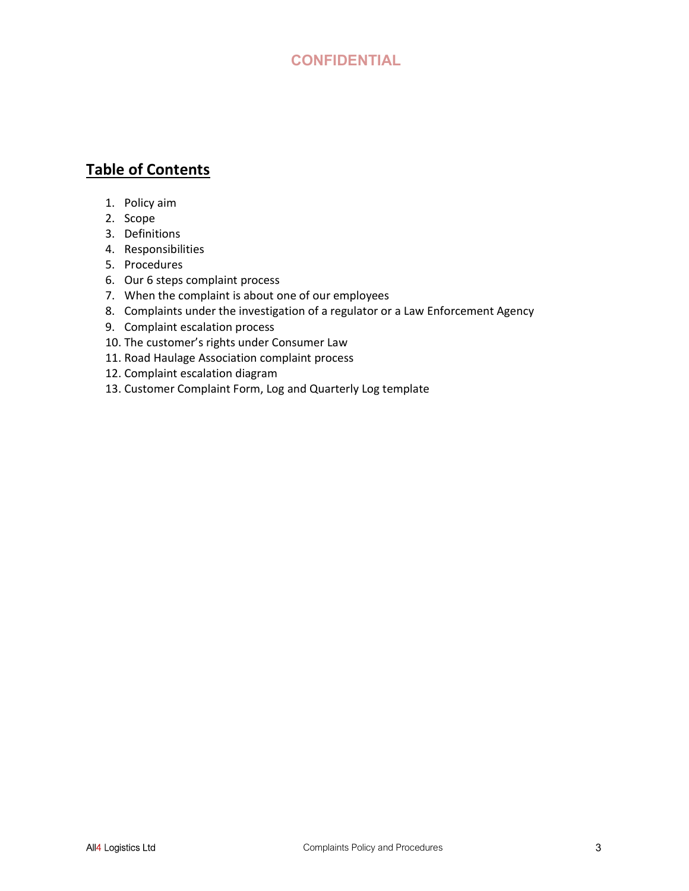CONFIDENTIAL

## Table of Contents

1. Policy aim
2. Scope
3. Definitions
4. Responsibilities
5. Procedures
6. Our 6 steps complaint process
7. When the complaint is about one of our employees
8. Complaints under the investigation of a regulator or a Law Enforcement Agency
9. Complaint escalation process
10. The customer's rights under Consumer Law
11. Road Haulage Association complaint process
12. Complaint escalation diagram
13. Customer Complaint Form, Log and Quarterly Log template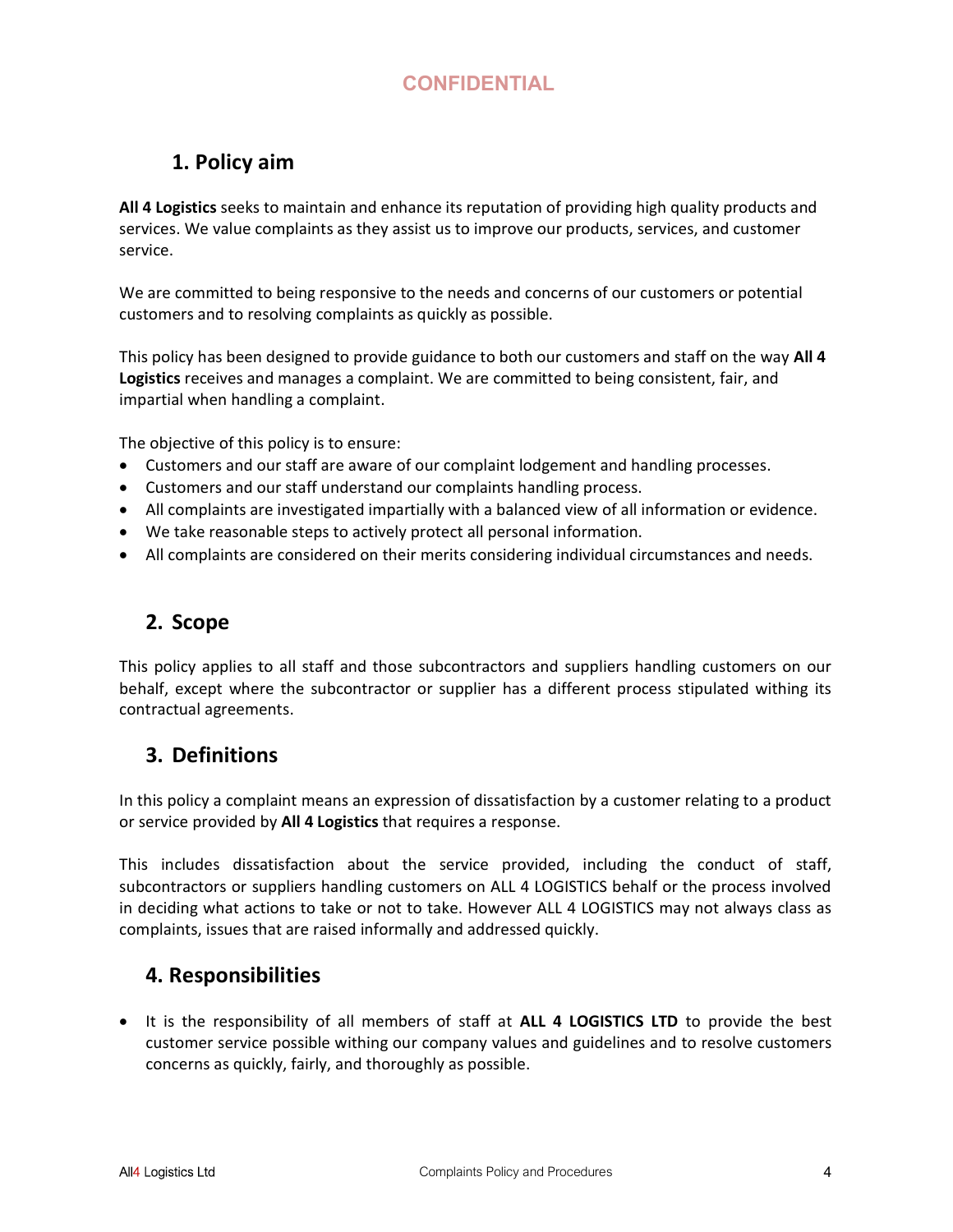CONFIDENTIAL

## 1. Policy aim

**All 4 Logistics** seeks to maintain and enhance its reputation of providing high quality products and services. We value complaints as they assist us to improve our products, services, and customer service.

We are committed to being responsive to the needs and concerns of our customers or potential customers and to resolving complaints as quickly as possible.

This policy has been designed to provide guidance to both our customers and staff on the way **All 4 Logistics** receives and manages a complaint. We are committed to being consistent, fair, and impartial when handling a complaint.

The objective of this policy is to ensure:

- Customers and our staff are aware of our complaint lodgement and handling processes.
- Customers and our staff understand our complaints handling process.
- All complaints are investigated impartially with a balanced view of all information or evidence.
- We take reasonable steps to actively protect all personal information.
- All complaints are considered on their merits considering individual circumstances and needs.

## 2. Scope

This policy applies to all staff and those subcontractors and suppliers handling customers on our behalf, except where the subcontractor or supplier has a different process stipulated withing its contractual agreements.

## 3. Definitions

In this policy a complaint means an expression of dissatisfaction by a customer relating to a product or service provided by **All 4 Logistics** that requires a response.

This includes dissatisfaction about the service provided, including the conduct of staff, subcontractors or suppliers handling customers on ALL 4 LOGISTICS behalf or the process involved in deciding what actions to take or not to take. However ALL 4 LOGISTICS may not always class as complaints, issues that are raised informally and addressed quickly.

## 4. Responsibilities

- It is the responsibility of all members of staff at **ALL 4 LOGISTICS LTD** to provide the best customer service possible withing our company values and guidelines and to resolve customers concerns as quickly, fairly, and thoroughly as possible.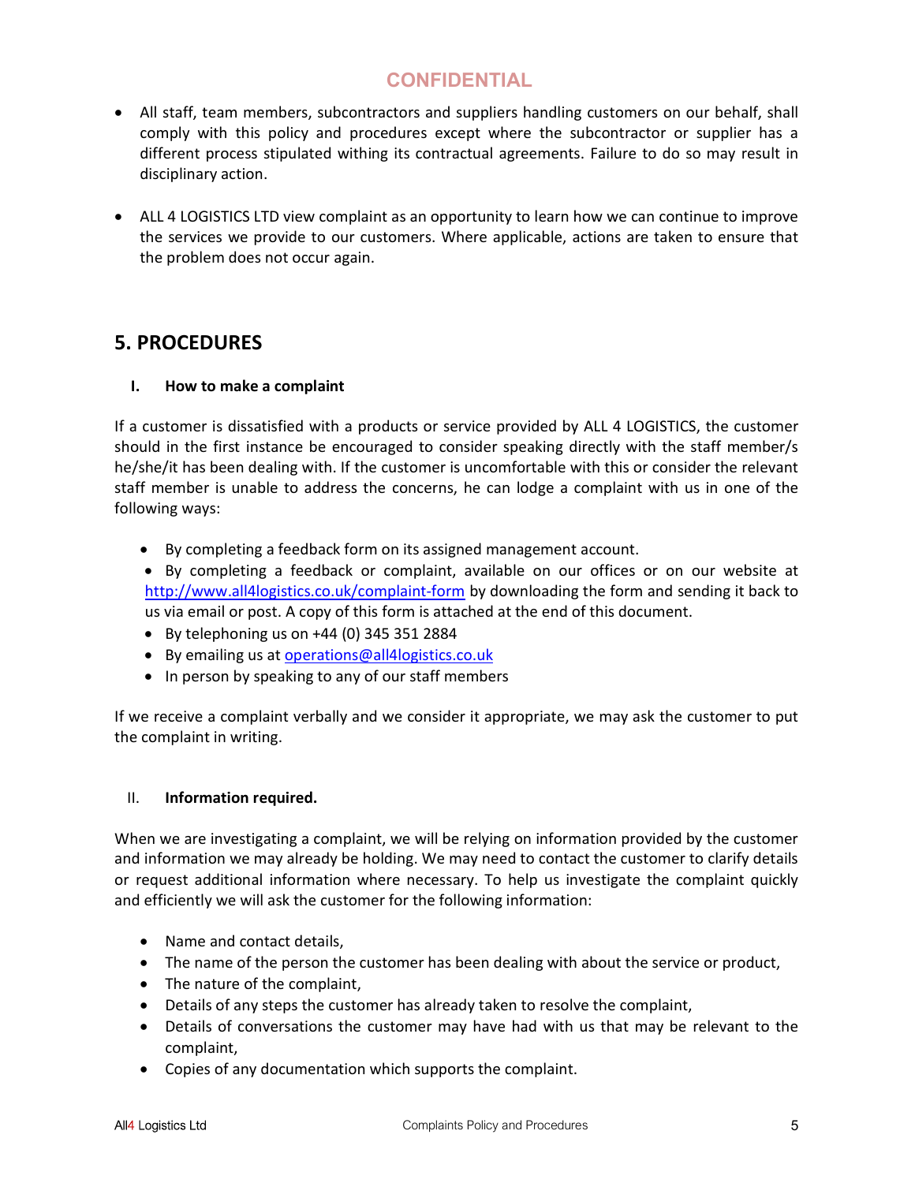- All staff, team members, subcontractors and suppliers handling customers on our behalf, shall comply with this policy and procedures except where the subcontractor or supplier has a different process stipulated withing its contractual agreements. Failure to do so may result in disciplinary action.

- ALL 4 LOGISTICS LTD view complaint as an opportunity to learn how we can continue to improve the services we provide to our customers. Where applicable, actions are taken to ensure that the problem does not occur again.

## 5. PROCEDURES

### I. How to make a complaint

If a customer is dissatisfied with a products or service provided by ALL 4 LOGISTICS, the customer should in the first instance be encouraged to consider speaking directly with the staff member/s he/she/it has been dealing with. If the customer is uncomfortable with this or consider the relevant staff member is unable to address the concerns, he can lodge a complaint with us in one of the following ways:

- By completing a feedback form on its assigned management account.
- By completing a feedback or complaint, available on our offices or on our website at http://www.all4logistics.co.uk/complaint-form by downloading the form and sending it back to us via email or post. A copy of this form is attached at the end of this document.
- By telephoning us on +44 (0) 345 351 2884
- By emailing us at operations@all4logistics.co.uk
- In person by speaking to any of our staff members

If we receive a complaint verbally and we consider it appropriate, we may ask the customer to put the complaint in writing.

### II. Information required.

When we are investigating a complaint, we will be relying on information provided by the customer and information we may already be holding. We may need to contact the customer to clarify details or request additional information where necessary. To help us investigate the complaint quickly and efficiently we will ask the customer for the following information:

- Name and contact details,
- The name of the person the customer has been dealing with about the service or product,
- The nature of the complaint,
- Details of any steps the customer has already taken to resolve the complaint,
- Details of conversations the customer may have had with us that may be relevant to the complaint,
- Copies of any documentation which supports the complaint.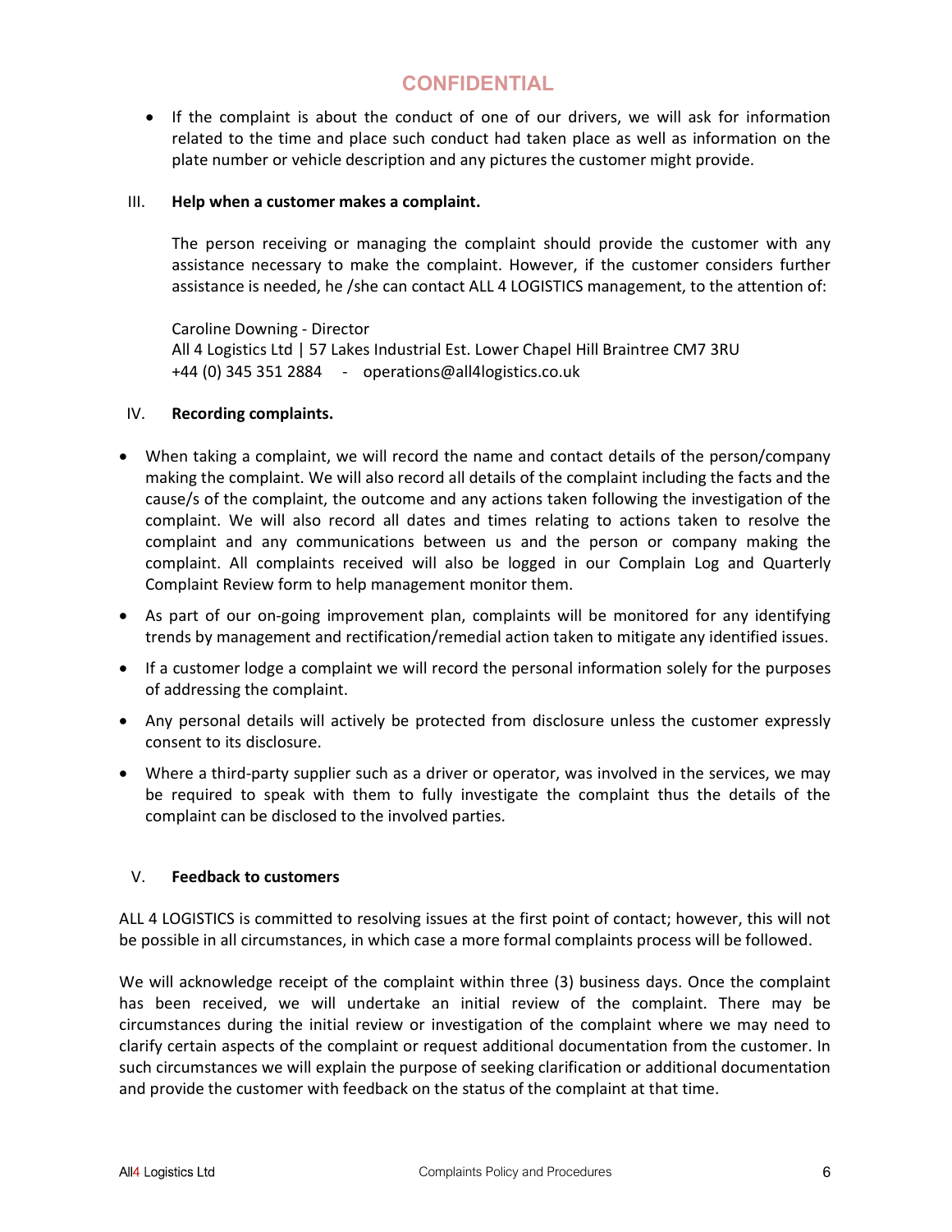**CONFIDENTIAL**

- If the complaint is about the conduct of one of our drivers, we will ask for information related to the time and place such conduct had taken place as well as information on the plate number or vehicle description and any pictures the customer might provide.

### III. Help when a customer makes a complaint.

The person receiving or managing the complaint should provide the customer with any assistance necessary to make the complaint. However, if the customer considers further assistance is needed, he /she can contact ALL 4 LOGISTICS management, to the attention of:

Caroline Downing - Director
All 4 Logistics Ltd | 57 Lakes Industrial Est. Lower Chapel Hill Braintree CM7 3RU
+44 (0) 345 351 2884 - operations@all4logistics.co.uk

### IV. Recording complaints.

- When taking a complaint, we will record the name and contact details of the person/company making the complaint. We will also record all details of the complaint including the facts and the cause/s of the complaint, the outcome and any actions taken following the investigation of the complaint. We will also record all dates and times relating to actions taken to resolve the complaint and any communications between us and the person or company making the complaint. All complaints received will also be logged in our Complain Log and Quarterly Complaint Review form to help management monitor them.
- As part of our on-going improvement plan, complaints will be monitored for any identifying trends by management and rectification/remedial action taken to mitigate any identified issues.
- If a customer lodge a complaint we will record the personal information solely for the purposes of addressing the complaint.
- Any personal details will actively be protected from disclosure unless the customer expressly consent to its disclosure.
- Where a third-party supplier such as a driver or operator, was involved in the services, we may be required to speak with them to fully investigate the complaint thus the details of the complaint can be disclosed to the involved parties.

### V. Feedback to customers

ALL 4 LOGISTICS is committed to resolving issues at the first point of contact; however, this will not be possible in all circumstances, in which case a more formal complaints process will be followed.

We will acknowledge receipt of the complaint within three (3) business days. Once the complaint has been received, we will undertake an initial review of the complaint. There may be circumstances during the initial review or investigation of the complaint where we may need to clarify certain aspects of the complaint or request additional documentation from the customer. In such circumstances we will explain the purpose of seeking clarification or additional documentation and provide the customer with feedback on the status of the complaint at that time.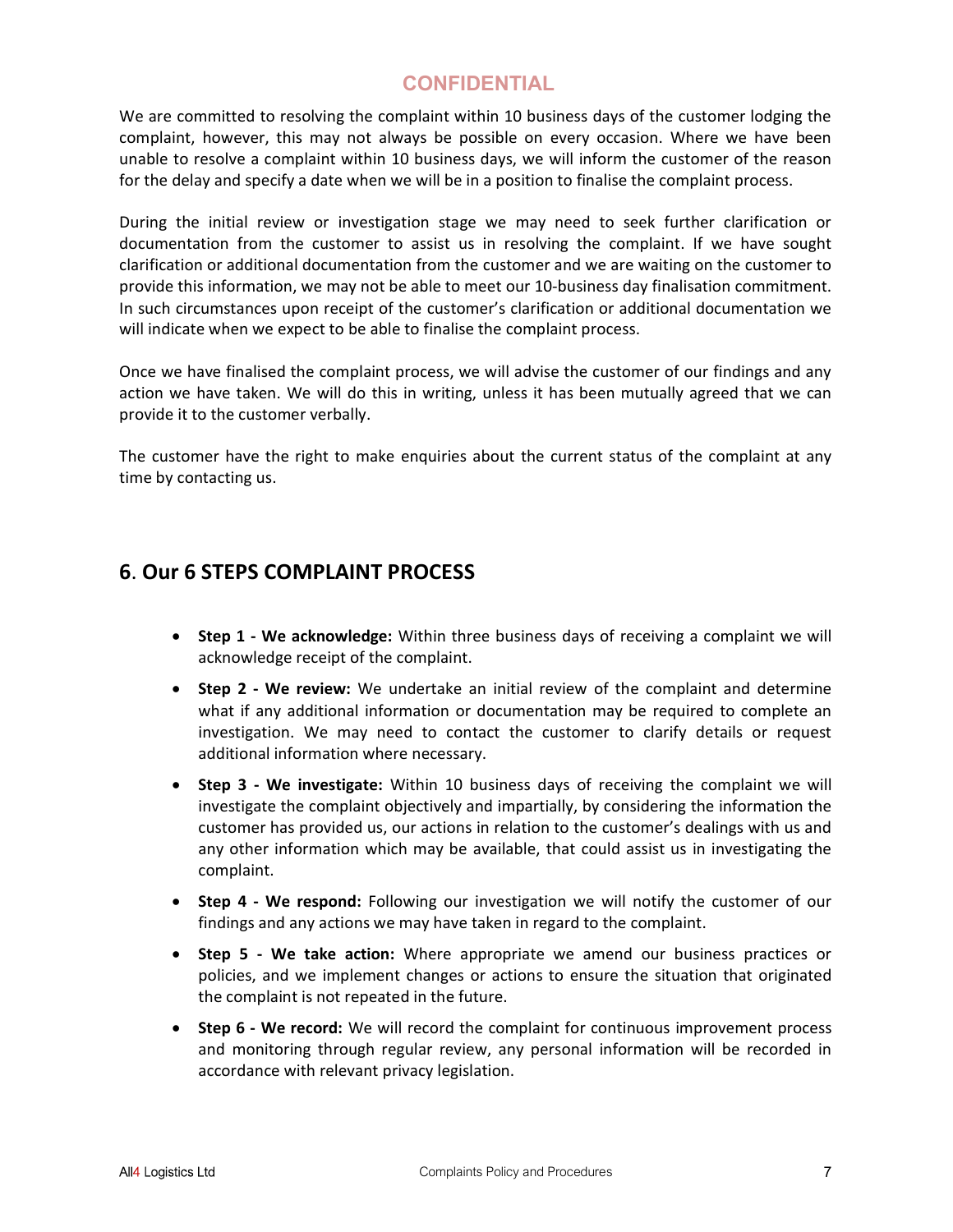We are committed to resolving the complaint within 10 business days of the customer lodging the complaint, however, this may not always be possible on every occasion. Where we have been unable to resolve a complaint within 10 business days, we will inform the customer of the reason for the delay and specify a date when we will be in a position to finalise the complaint process.

During the initial review or investigation stage we may need to seek further clarification or documentation from the customer to assist us in resolving the complaint. If we have sought clarification or additional documentation from the customer and we are waiting on the customer to provide this information, we may not be able to meet our 10-business day finalisation commitment. In such circumstances upon receipt of the customer's clarification or additional documentation we will indicate when we expect to be able to finalise the complaint process.

Once we have finalised the complaint process, we will advise the customer of our findings and any action we have taken. We will do this in writing, unless it has been mutually agreed that we can provide it to the customer verbally.

The customer have the right to make enquiries about the current status of the complaint at any time by contacting us.

## 6. Our 6 STEPS COMPLAINT PROCESS

- **Step 1 - We acknowledge:** Within three business days of receiving a complaint we will acknowledge receipt of the complaint.
- **Step 2 - We review:** We undertake an initial review of the complaint and determine what if any additional information or documentation may be required to complete an investigation. We may need to contact the customer to clarify details or request additional information where necessary.
- **Step 3 - We investigate:** Within 10 business days of receiving the complaint we will investigate the complaint objectively and impartially, by considering the information the customer has provided us, our actions in relation to the customer's dealings with us and any other information which may be available, that could assist us in investigating the complaint.
- **Step 4 - We respond:** Following our investigation we will notify the customer of our findings and any actions we may have taken in regard to the complaint.
- **Step 5 - We take action:** Where appropriate we amend our business practices or policies, and we implement changes or actions to ensure the situation that originated the complaint is not repeated in the future.
- **Step 6 - We record:** We will record the complaint for continuous improvement process and monitoring through regular review, any personal information will be recorded in accordance with relevant privacy legislation.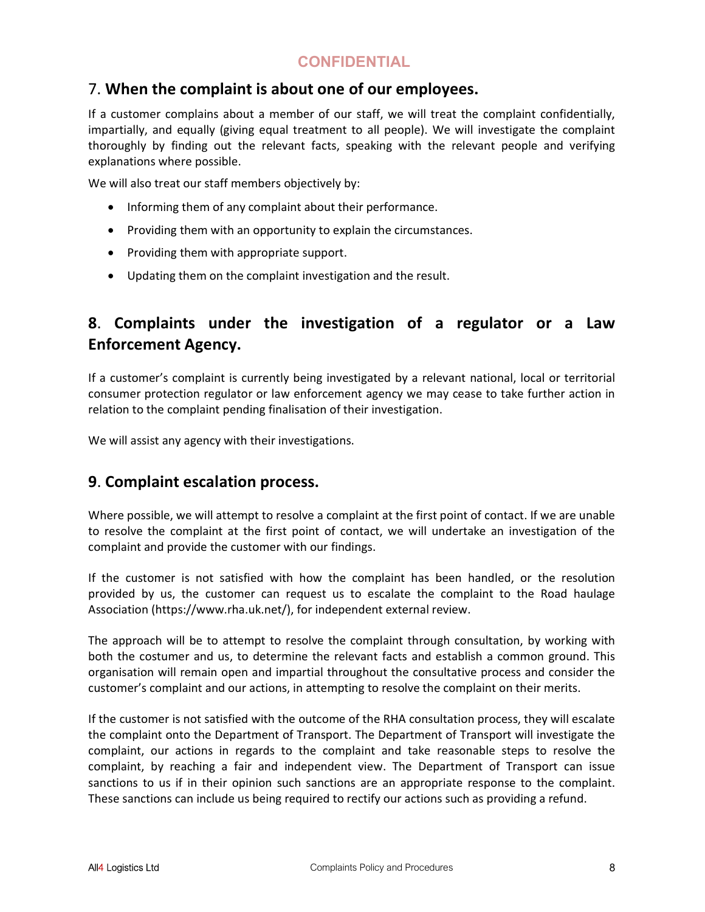## 7. **When the complaint is about one of our employees.**

If a customer complains about a member of our staff, we will treat the complaint confidentially, impartially, and equally (giving equal treatment to all people). We will investigate the complaint thoroughly by finding out the relevant facts, speaking with the relevant people and verifying explanations where possible.

We will also treat our staff members objectively by:

- Informing them of any complaint about their performance.
- Providing them with an opportunity to explain the circumstances.
- Providing them with appropriate support.
- Updating them on the complaint investigation and the result.

## 8. **Complaints under the investigation of a regulator or a Law Enforcement Agency.**

If a customer's complaint is currently being investigated by a relevant national, local or territorial consumer protection regulator or law enforcement agency we may cease to take further action in relation to the complaint pending finalisation of their investigation.

We will assist any agency with their investigations.

## 9. **Complaint escalation process.**

Where possible, we will attempt to resolve a complaint at the first point of contact. If we are unable to resolve the complaint at the first point of contact, we will undertake an investigation of the complaint and provide the customer with our findings.

If the customer is not satisfied with how the complaint has been handled, or the resolution provided by us, the customer can request us to escalate the complaint to the Road haulage Association (https://www.rha.uk.net/), for independent external review.

The approach will be to attempt to resolve the complaint through consultation, by working with both the costumer and us, to determine the relevant facts and establish a common ground. This organisation will remain open and impartial throughout the consultative process and consider the customer's complaint and our actions, in attempting to resolve the complaint on their merits.

If the customer is not satisfied with the outcome of the RHA consultation process, they will escalate the complaint onto the Department of Transport. The Department of Transport will investigate the complaint, our actions in regards to the complaint and take reasonable steps to resolve the complaint, by reaching a fair and independent view. The Department of Transport can issue sanctions to us if in their opinion such sanctions are an appropriate response to the complaint. These sanctions can include us being required to rectify our actions such as providing a refund.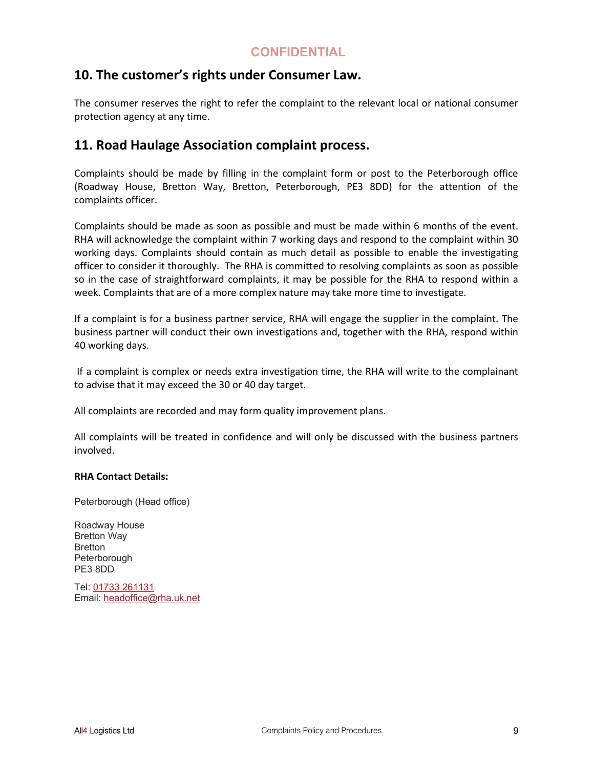## 10. The customer's rights under Consumer Law.

The consumer reserves the right to refer the complaint to the relevant local or national consumer protection agency at any time.

## 11. Road Haulage Association complaint process.

Complaints should be made by filling in the complaint form or post to the Peterborough office (Roadway House, Bretton Way, Bretton, Peterborough, PE3 8DD) for the attention of the complaints officer.

Complaints should be made as soon as possible and must be made within 6 months of the event. RHA will acknowledge the complaint within 7 working days and respond to the complaint within 30 working days. Complaints should contain as much detail as possible to enable the investigating officer to consider it thoroughly. The RHA is committed to resolving complaints as soon as possible so in the case of straightforward complaints, it may be possible for the RHA to respond within a week. Complaints that are of a more complex nature may take more time to investigate.

If a complaint is for a business partner service, RHA will engage the supplier in the complaint. The business partner will conduct their own investigations and, together with the RHA, respond within 40 working days.

If a complaint is complex or needs extra investigation time, the RHA will write to the complainant to advise that it may exceed the 30 or 40 day target.

All complaints are recorded and may form quality improvement plans.

All complaints will be treated in confidence and will only be discussed with the business partners involved.

**RHA Contact Details:**

Peterborough (Head office)

Roadway House
Bretton Way
Bretton
Peterborough
PE3 8DD

Tel: 01733 261131
Email: headoffice@rha.uk.net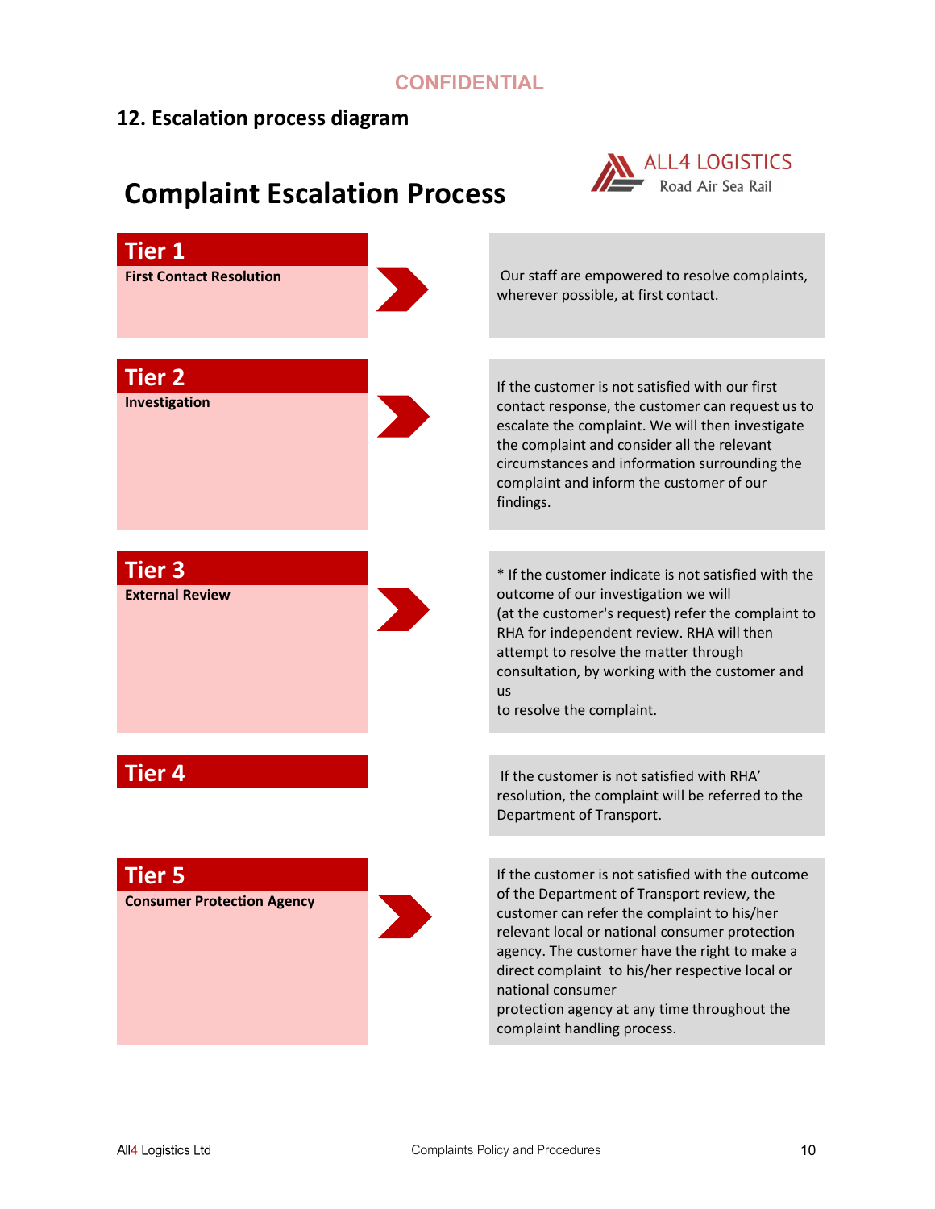CONFIDENTIAL

## 12. Escalation process diagram

# Complaint Escalation Process

ALL4 LOGISTICS
Road Air Sea Rail

**Tier 1**
**First Contact Resolution**

Our staff are empowered to resolve complaints, wherever possible, at first contact.

**Tier 2**
**Investigation**

If the customer is not satisfied with our first contact response, the customer can request us to escalate the complaint. We will then investigate the complaint and consider all the relevant circumstances and information surrounding the complaint and inform the customer of our findings.

**Tier 3**
**External Review**

* If the customer indicate is not satisfied with the outcome of our investigation we will (at the customer's request) refer the complaint to RHA for independent review. RHA will then attempt to resolve the matter through consultation, by working with the customer and us to resolve the complaint.

**Tier 4**

If the customer is not satisfied with RHA' resolution, the complaint will be referred to the Department of Transport.

**Tier 5**
**Consumer Protection Agency**

If the customer is not satisfied with the outcome of the Department of Transport review, the customer can refer the complaint to his/her relevant local or national consumer protection agency. The customer have the right to make a direct complaint to his/her respective local or national consumer protection agency at any time throughout the complaint handling process.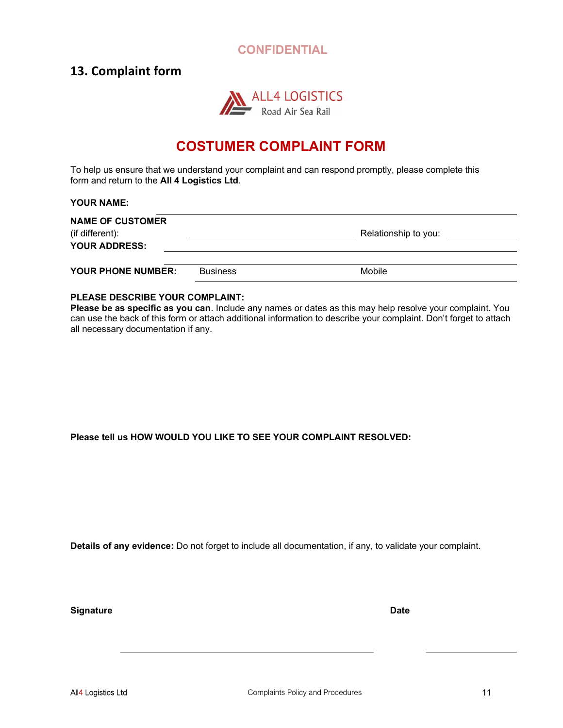CONFIDENTIAL

## 13. Complaint form

ALL4 LOGISTICS
Road Air Sea Rail

# COSTUMER COMPLAINT FORM

To help us ensure that we understand your complaint and can respond promptly, please complete this form and return to the **All 4 Logistics Ltd**.

**YOUR NAME:** ______________________________

**NAME OF CUSTOMER** (if different): ______________________________ Relationship to you: ____________

**YOUR ADDRESS:** ______________________________

**YOUR PHONE NUMBER:** Business ____________ Mobile ____________

**PLEASE DESCRIBE YOUR COMPLAINT:**
**Please be as specific as you can**. Include any names or dates as this may help resolve your complaint. You can use the back of this form or attach additional information to describe your complaint. Don't forget to attach all necessary documentation if any.

**Please tell us HOW WOULD YOU LIKE TO SEE YOUR COMPLAINT RESOLVED:**

**Details of any evidence:** Do not forget to include all documentation, if any, to validate your complaint.

**Signature** ______________________________ **Date** ____________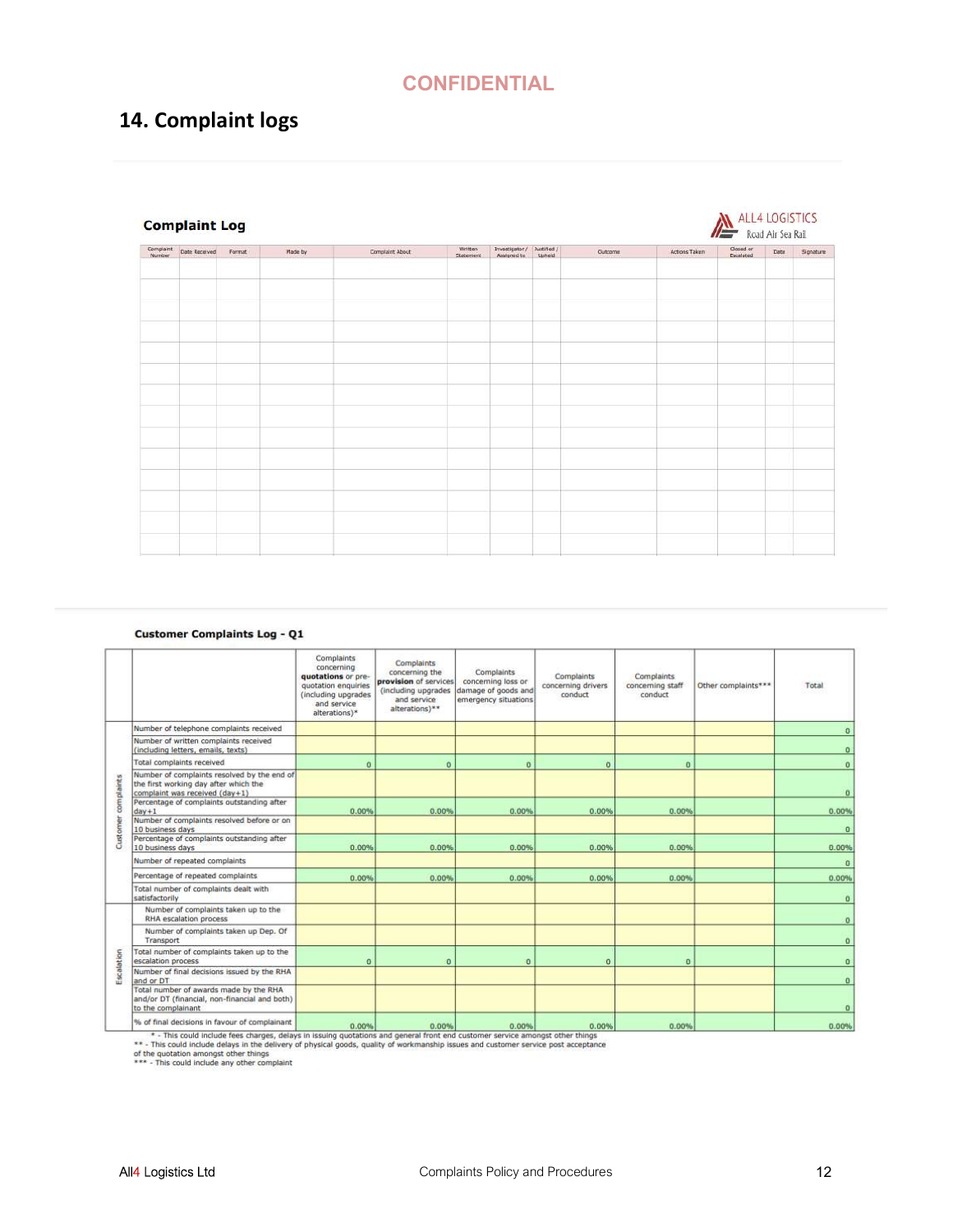CONFIDENTIAL

## 14. Complaint logs

### Complaint Log

ALL4 LOGISTICS
Road Air Sea Rail

| Complaint Number | Date Received | Format | Made by | Complaint About | Written Statement | Investigator / Assigned to | Justified / Upheld | Outcome | Actions Taken | Closed or Escalated | Date | Signature |
|---|---|---|---|---|---|---|---|---|---|---|---|---|
| | | | | | | | | | | | | |
| | | | | | | | | | | | | |
| | | | | | | | | | | | | |
| | | | | | | | | | | | | |
| | | | | | | | | | | | | |
| | | | | | | | | | | | | |
| | | | | | | | | | | | | |
| | | | | | | | | | | | | |
| | | | | | | | | | | | | |
| | | | | | | | | | | | | |
| | | | | | | | | | | | | |
| | | | | | | | | | | | | |
| | | | | | | | | | | | | |
| | | | | | | | | | | | | |

### Customer Complaints Log - Q1

| | | Complaints concerning **quotations** or pre-quotation enquiries (including upgrades and service alterations)* | Complaints concerning the **provision** of services (including upgrades and service alterations)** | Complaints concerning loss or damage of goods and emergency situations | Complaints concerning drivers conduct | Complaints concerning staff conduct | Other complaints*** | Total |
|---|---|---|---|---|---|---|---|---|
| Customer complaints | Number of telephone complaints received | | | | | | | 0 |
| | Number of written complaints received (including letters, emails, texts) | | | | | | | 0 |
| | Total complaints received | 0 | 0 | 0 | 0 | 0 | | 0 |
| | Number of complaints resolved by the end of the first working day after which the complaint was received (day+1) | | | | | | | 0 |
| | Percentage of complaints outstanding after day+1 | 0.00% | 0.00% | 0.00% | 0.00% | 0.00% | | 0.00% |
| | Number of complaints resolved before or on 10 business days | | | | | | | 0 |
| | Percentage of complaints outstanding after 10 business days | 0.00% | 0.00% | 0.00% | 0.00% | 0.00% | | 0.00% |
| | Number of repeated complaints | | | | | | | 0 |
| | Percentage of repeated complaints | 0.00% | 0.00% | 0.00% | 0.00% | 0.00% | | 0.00% |
| | Total number of complaints dealt with satisfactorily | | | | | | | 0 |
| Escalation | Number of complaints taken up to the RHA escalation process | | | | | | | 0 |
| | Number of complaints taken up Dep. Of Transport | | | | | | | 0 |
| | Total number of complaints taken up to the escalation process | 0 | 0 | 0 | 0 | 0 | | 0 |
| | Number of final decisions issued by the RHA and or DT | | | | | | | 0 |
| | Total number of awards made by the RHA and/or DT (financial, non-financial and both) to the complainant | | | | | | | 0 |
| | % of final decisions in favour of complainant | 0.00% | 0.00% | 0.00% | 0.00% | 0.00% | | 0.00% |

\* - This could include fees charges, delays in issuing quotations and general front end customer service amongst other things

** - This could include delays in the delivery of physical goods, quality of workmanship issues and customer service post acceptance of the quotation amongst other things

*** - This could include any other complaint